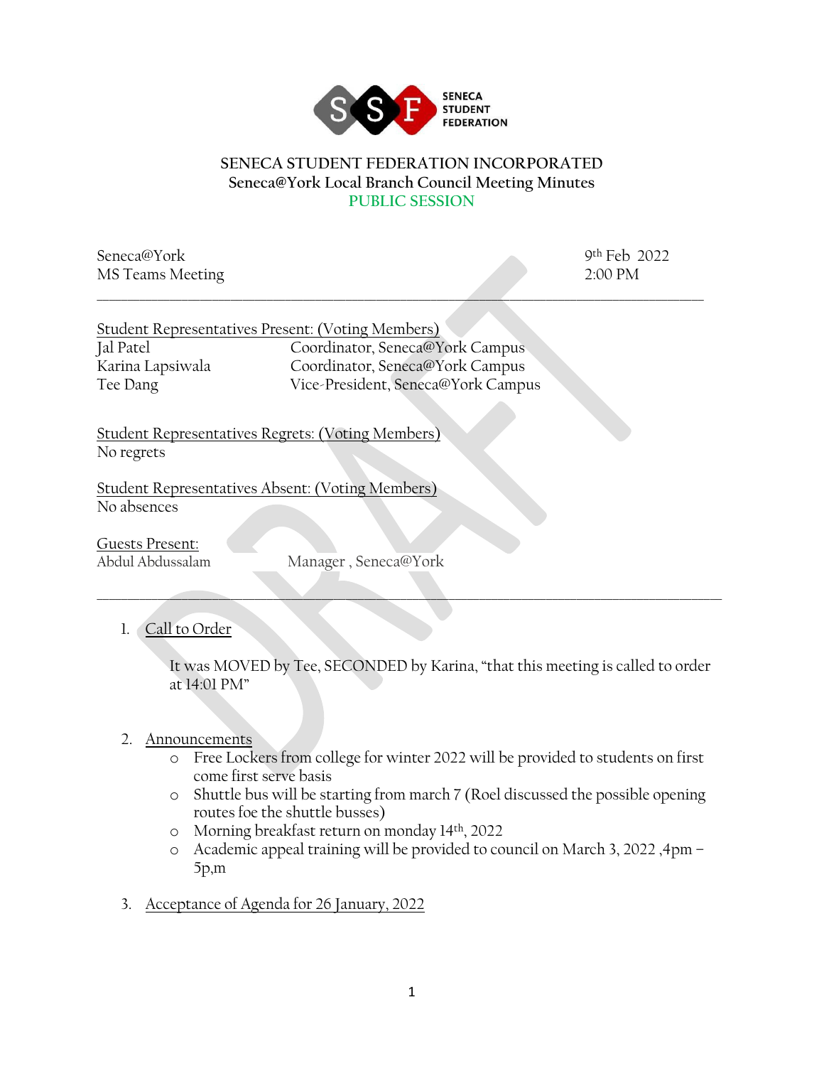SENECA STUDENT FEDERATION

# SENECA STUDENT FEDERATION INCORPORATED

## Seneca@York Local Branch Council Meeting Minutes

## PUBLIC SESSION

Seneca@York
MS Teams Meeting

9th Feb 2022
2:00 PM

---

Student Representatives Present: (Voting Members)

| | |
|---|---|
| Jal Patel | Coordinator, Seneca@York Campus |
| Karina Lapsiwala | Coordinator, Seneca@York Campus |
| Tee Dang | Vice-President, Seneca@York Campus |

Student Representatives Regrets: (Voting Members)
No regrets

Student Representatives Absent: (Voting Members)
No absences

Guests Present:

| | |
|---|---|
| Abdul Abdussalam | Manager , Seneca@York |

---

1. Call to Order

   It was MOVED by Tee, SECONDED by Karina, "that this meeting is called to order at 14:01 PM"

2. Announcements
   - Free Lockers from college for winter 2022 will be provided to students on first come first serve basis
   - Shuttle bus will be starting from march 7 (Roel discussed the possible opening routes foe the shuttle busses)
   - Morning breakfast return on monday 14th, 2022
   - Academic appeal training will be provided to council on March 3, 2022 ,4pm – 5p,m

3. Acceptance of Agenda for 26 January, 2022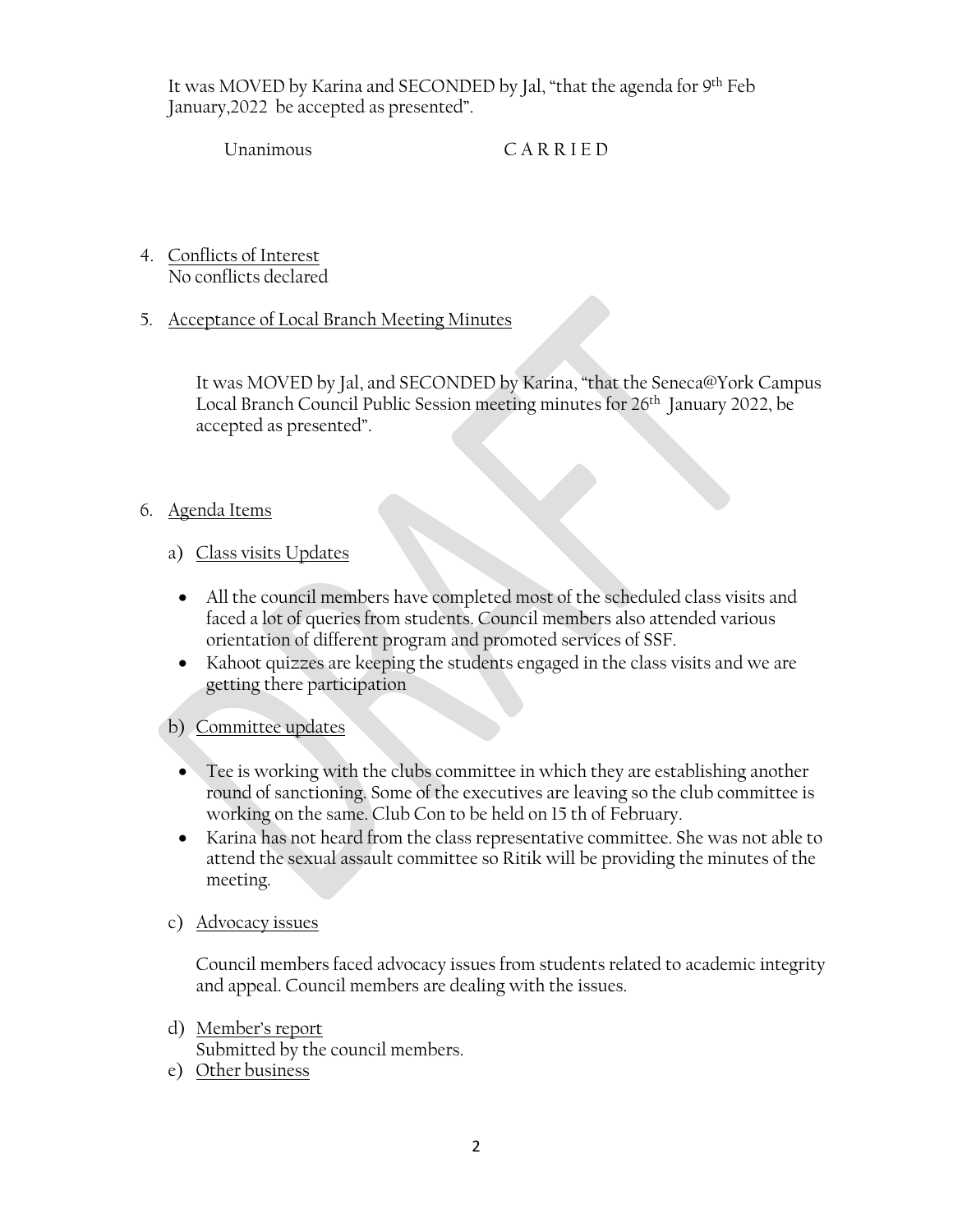It was MOVED by Karina and SECONDED by Jal, "that the agenda for 9th Feb January,2022 be accepted as presented".

Unanimous CARRIED

4. Conflicts of Interest
   No conflicts declared

5. Acceptance of Local Branch Meeting Minutes

   It was MOVED by Jal, and SECONDED by Karina, "that the Seneca@York Campus Local Branch Council Public Session meeting minutes for 26th January 2022, be accepted as presented".

6. Agenda Items

   a) Class visits Updates

   - All the council members have completed most of the scheduled class visits and faced a lot of queries from students. Council members also attended various orientation of different program and promoted services of SSF.
   - Kahoot quizzes are keeping the students engaged in the class visits and we are getting there participation

   b) Committee updates

   - Tee is working with the clubs committee in which they are establishing another round of sanctioning. Some of the executives are leaving so the club committee is working on the same. Club Con to be held on 15 th of February.
   - Karina has not heard from the class representative committee. She was not able to attend the sexual assault committee so Ritik will be providing the minutes of the meeting.

   c) Advocacy issues

   Council members faced advocacy issues from students related to academic integrity and appeal. Council members are dealing with the issues.

   d) Member's report
   Submitted by the council members.

   e) Other business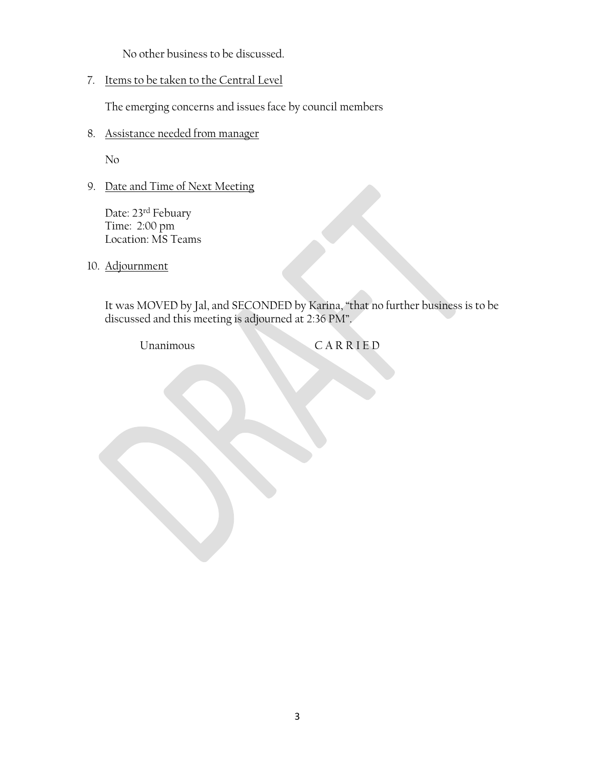No other business to be discussed.

7. <u>Items to be taken to the Central Level</u>

   The emerging concerns and issues face by council members

8. <u>Assistance needed from manager</u>

   No

9. <u>Date and Time of Next Meeting</u>

   Date: 23rd Febuary
   Time: 2:00 pm
   Location: MS Teams

10. <u>Adjournment</u>

    It was MOVED by Jal, and SECONDED by Karina, “that no further business is to be discussed and this meeting is adjourned at 2:36 PM”.

    Unanimous C A R R I E D

DRAFT